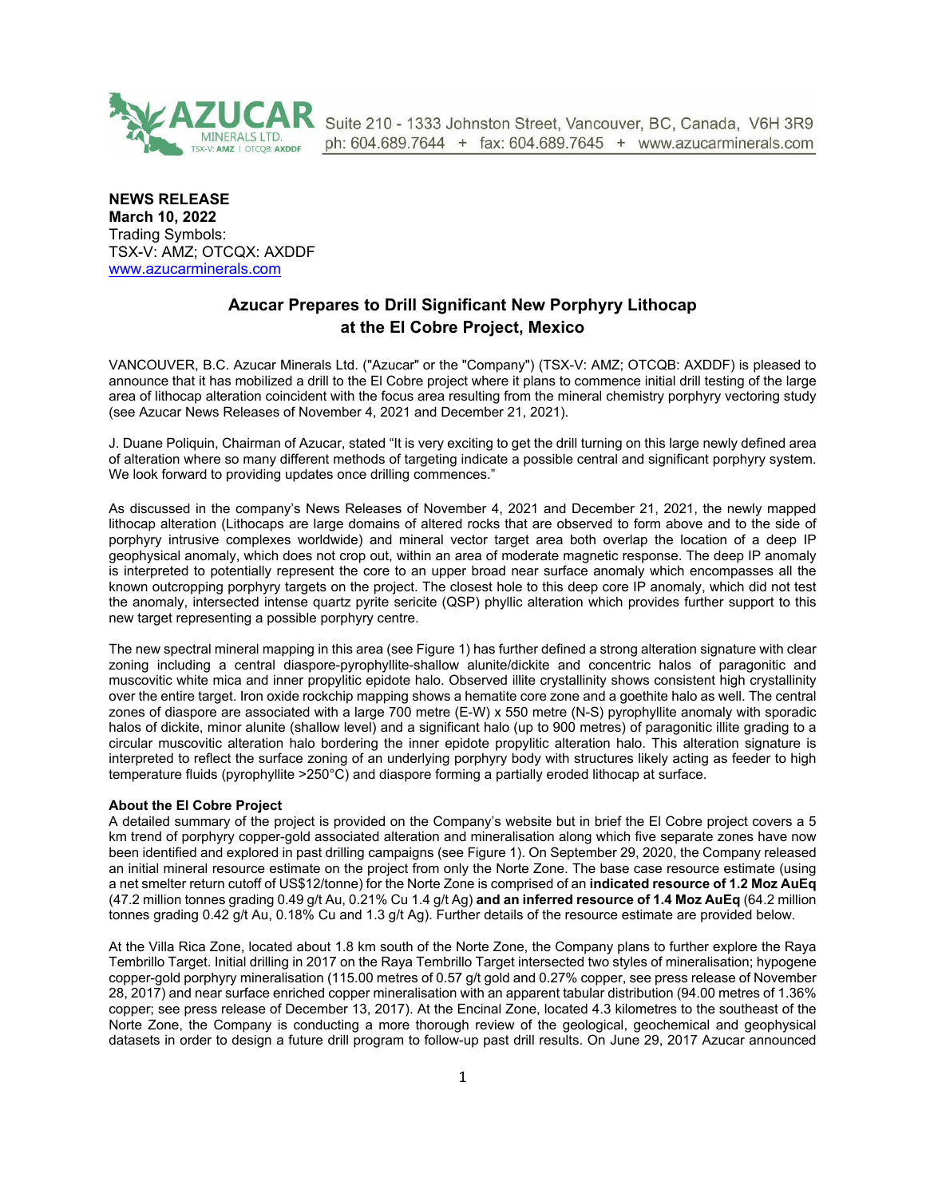AZUCAR MINERALS LTD. TSX-V: AMZ | OTCQB: AXDDF

Suite 210 - 1333 Johnston Street, Vancouver, BC, Canada, V6H 3R9
ph: 604.689.7644 + fax: 604.689.7645 + www.azucarminerals.com

**NEWS RELEASE**
**March 10, 2022**
Trading Symbols:
TSX-V: AMZ; OTCQX: AXDDF
www.azucarminerals.com

## Azucar Prepares to Drill Significant New Porphyry Lithocap at the El Cobre Project, Mexico

VANCOUVER, B.C. Azucar Minerals Ltd. ("Azucar" or the "Company") (TSX-V: AMZ; OTCQB: AXDDF) is pleased to announce that it has mobilized a drill to the El Cobre project where it plans to commence initial drill testing of the large area of lithocap alteration coincident with the focus area resulting from the mineral chemistry porphyry vectoring study (see Azucar News Releases of November 4, 2021 and December 21, 2021).

J. Duane Poliquin, Chairman of Azucar, stated "It is very exciting to get the drill turning on this large newly defined area of alteration where so many different methods of targeting indicate a possible central and significant porphyry system. We look forward to providing updates once drilling commences."

As discussed in the company's News Releases of November 4, 2021 and December 21, 2021, the newly mapped lithocap alteration (Lithocaps are large domains of altered rocks that are observed to form above and to the side of porphyry intrusive complexes worldwide) and mineral vector target area both overlap the location of a deep IP geophysical anomaly, which does not crop out, within an area of moderate magnetic response. The deep IP anomaly is interpreted to potentially represent the core to an upper broad near surface anomaly which encompasses all the known outcropping porphyry targets on the project. The closest hole to this deep core IP anomaly, which did not test the anomaly, intersected intense quartz pyrite sericite (QSP) phyllic alteration which provides further support to this new target representing a possible porphyry centre.

The new spectral mineral mapping in this area (see Figure 1) has further defined a strong alteration signature with clear zoning including a central diaspore-pyrophyllite-shallow alunite/dickite and concentric halos of paragonitic and muscovitic white mica and inner propylitic epidote halo. Observed illite crystallinity shows consistent high crystallinity over the entire target. Iron oxide rockchip mapping shows a hematite core zone and a goethite halo as well. The central zones of diaspore are associated with a large 700 metre (E-W) x 550 metre (N-S) pyrophyllite anomaly with sporadic halos of dickite, minor alunite (shallow level) and a significant halo (up to 900 metres) of paragonitic illite grading to a circular muscovitic alteration halo bordering the inner epidote propylitic alteration halo. This alteration signature is interpreted to reflect the surface zoning of an underlying porphyry body with structures likely acting as feeder to high temperature fluids (pyrophyllite >250°C) and diaspore forming a partially eroded lithocap at surface.

**About the El Cobre Project**
A detailed summary of the project is provided on the Company's website but in brief the El Cobre project covers a 5 km trend of porphyry copper-gold associated alteration and mineralisation along which five separate zones have now been identified and explored in past drilling campaigns (see Figure 1). On September 29, 2020, the Company released an initial mineral resource estimate on the project from only the Norte Zone. The base case resource estimate (using a net smelter return cutoff of US$12/tonne) for the Norte Zone is comprised of an **indicated resource of 1.2 Moz AuEq** (47.2 million tonnes grading 0.49 g/t Au, 0.21% Cu 1.4 g/t Ag) **and an inferred resource of 1.4 Moz AuEq** (64.2 million tonnes grading 0.42 g/t Au, 0.18% Cu and 1.3 g/t Ag). Further details of the resource estimate are provided below.

At the Villa Rica Zone, located about 1.8 km south of the Norte Zone, the Company plans to further explore the Raya Tembrillo Target. Initial drilling in 2017 on the Raya Tembrillo Target intersected two styles of mineralisation; hypogene copper-gold porphyry mineralisation (115.00 metres of 0.57 g/t gold and 0.27% copper, see press release of November 28, 2017) and near surface enriched copper mineralisation with an apparent tabular distribution (94.00 metres of 1.36% copper; see press release of December 13, 2017). At the Encinal Zone, located 4.3 kilometres to the southeast of the Norte Zone, the Company is conducting a more thorough review of the geological, geochemical and geophysical datasets in order to design a future drill program to follow-up past drill results. On June 29, 2017 Azucar announced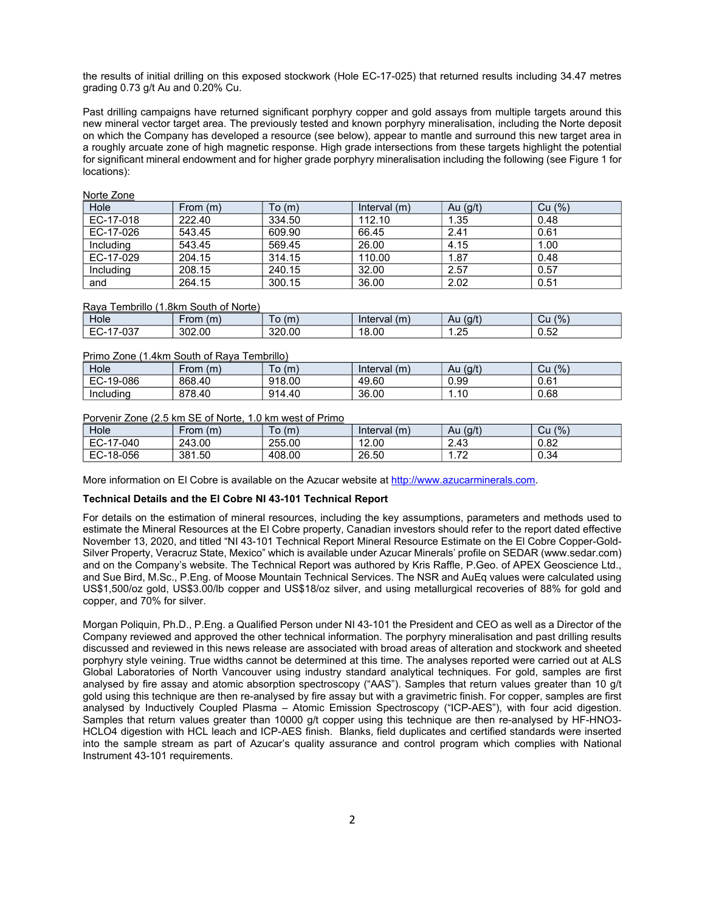the results of initial drilling on this exposed stockwork (Hole EC-17-025) that returned results including 34.47 metres grading 0.73 g/t Au and 0.20% Cu.

Past drilling campaigns have returned significant porphyry copper and gold assays from multiple targets around this new mineral vector target area. The previously tested and known porphyry mineralisation, including the Norte deposit on which the Company has developed a resource (see below), appear to mantle and surround this new target area in a roughly arcuate zone of high magnetic response. High grade intersections from these targets highlight the potential for significant mineral endowment and for higher grade porphyry mineralisation including the following (see Figure 1 for locations):

Norte Zone

| Hole | From (m) | To (m) | Interval (m) | Au (g/t) | Cu (%) |
|---|---|---|---|---|---|
| EC-17-018 | 222.40 | 334.50 | 112.10 | 1.35 | 0.48 |
| EC-17-026 | 543.45 | 609.90 | 66.45 | 2.41 | 0.61 |
| Including | 543.45 | 569.45 | 26.00 | 4.15 | 1.00 |
| EC-17-029 | 204.15 | 314.15 | 110.00 | 1.87 | 0.48 |
| Including | 208.15 | 240.15 | 32.00 | 2.57 | 0.57 |
| and | 264.15 | 300.15 | 36.00 | 2.02 | 0.51 |

Raya Tembrillo (1.8km South of Norte)

| Hole | From (m) | To (m) | Interval (m) | Au (g/t) | Cu (%) |
|---|---|---|---|---|---|
| EC-17-037 | 302.00 | 320.00 | 18.00 | 1.25 | 0.52 |

Primo Zone (1.4km South of Raya Tembrillo)

| Hole | From (m) | To (m) | Interval (m) | Au (g/t) | Cu (%) |
|---|---|---|---|---|---|
| EC-19-086 | 868.40 | 918.00 | 49.60 | 0.99 | 0.61 |
| Including | 878.40 | 914.40 | 36.00 | 1.10 | 0.68 |

Porvenir Zone (2.5 km SE of Norte, 1.0 km west of Primo

| Hole | From (m) | To (m) | Interval (m) | Au (g/t) | Cu (%) |
|---|---|---|---|---|---|
| EC-17-040 | 243.00 | 255.00 | 12.00 | 2.43 | 0.82 |
| EC-18-056 | 381.50 | 408.00 | 26.50 | 1.72 | 0.34 |

More information on El Cobre is available on the Azucar website at http://www.azucarminerals.com.

**Technical Details and the El Cobre NI 43-101 Technical Report**

For details on the estimation of mineral resources, including the key assumptions, parameters and methods used to estimate the Mineral Resources at the El Cobre property, Canadian investors should refer to the report dated effective November 13, 2020, and titled "NI 43-101 Technical Report Mineral Resource Estimate on the El Cobre Copper-Gold-Silver Property, Veracruz State, Mexico" which is available under Azucar Minerals' profile on SEDAR (www.sedar.com) and on the Company's website. The Technical Report was authored by Kris Raffle, P.Geo. of APEX Geoscience Ltd., and Sue Bird, M.Sc., P.Eng. of Moose Mountain Technical Services. The NSR and AuEq values were calculated using US$1,500/oz gold, US$3.00/lb copper and US$18/oz silver, and using metallurgical recoveries of 88% for gold and copper, and 70% for silver.

Morgan Poliquin, Ph.D., P.Eng. a Qualified Person under NI 43-101 the President and CEO as well as a Director of the Company reviewed and approved the other technical information. The porphyry mineralisation and past drilling results discussed and reviewed in this news release are associated with broad areas of alteration and stockwork and sheeted porphyry style veining. True widths cannot be determined at this time. The analyses reported were carried out at ALS Global Laboratories of North Vancouver using industry standard analytical techniques. For gold, samples are first analysed by fire assay and atomic absorption spectroscopy ("AAS"). Samples that return values greater than 10 g/t gold using this technique are then re-analysed by fire assay but with a gravimetric finish. For copper, samples are first analysed by Inductively Coupled Plasma – Atomic Emission Spectroscopy ("ICP-AES"), with four acid digestion. Samples that return values greater than 10000 g/t copper using this technique are then re-analysed by HF-HNO3-HCLO4 digestion with HCL leach and ICP-AES finish. Blanks, field duplicates and certified standards were inserted into the sample stream as part of Azucar's quality assurance and control program which complies with National Instrument 43-101 requirements.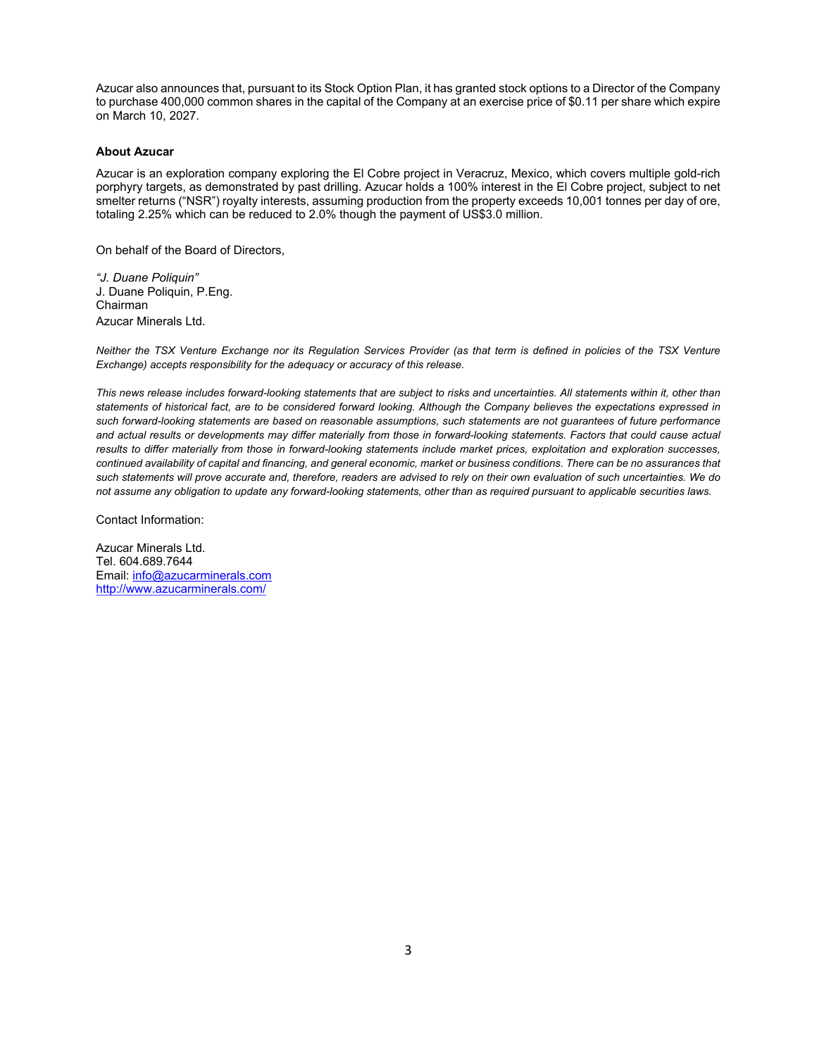Azucar also announces that, pursuant to its Stock Option Plan, it has granted stock options to a Director of the Company to purchase 400,000 common shares in the capital of the Company at an exercise price of $0.11 per share which expire on March 10, 2027.

**About Azucar**

Azucar is an exploration company exploring the El Cobre project in Veracruz, Mexico, which covers multiple gold-rich porphyry targets, as demonstrated by past drilling. Azucar holds a 100% interest in the El Cobre project, subject to net smelter returns ("NSR") royalty interests, assuming production from the property exceeds 10,001 tonnes per day of ore, totaling 2.25% which can be reduced to 2.0% though the payment of US$3.0 million.

On behalf of the Board of Directors,

*"J. Duane Poliquin"*
J. Duane Poliquin, P.Eng.
Chairman
Azucar Minerals Ltd.

*Neither the TSX Venture Exchange nor its Regulation Services Provider (as that term is defined in policies of the TSX Venture Exchange) accepts responsibility for the adequacy or accuracy of this release.*

*This news release includes forward-looking statements that are subject to risks and uncertainties. All statements within it, other than statements of historical fact, are to be considered forward looking. Although the Company believes the expectations expressed in such forward-looking statements are based on reasonable assumptions, such statements are not guarantees of future performance and actual results or developments may differ materially from those in forward-looking statements. Factors that could cause actual results to differ materially from those in forward-looking statements include market prices, exploitation and exploration successes, continued availability of capital and financing, and general economic, market or business conditions. There can be no assurances that such statements will prove accurate and, therefore, readers are advised to rely on their own evaluation of such uncertainties. We do not assume any obligation to update any forward-looking statements, other than as required pursuant to applicable securities laws.*

Contact Information:

Azucar Minerals Ltd.
Tel. 604.689.7644
Email: info@azucarminerals.com
http://www.azucarminerals.com/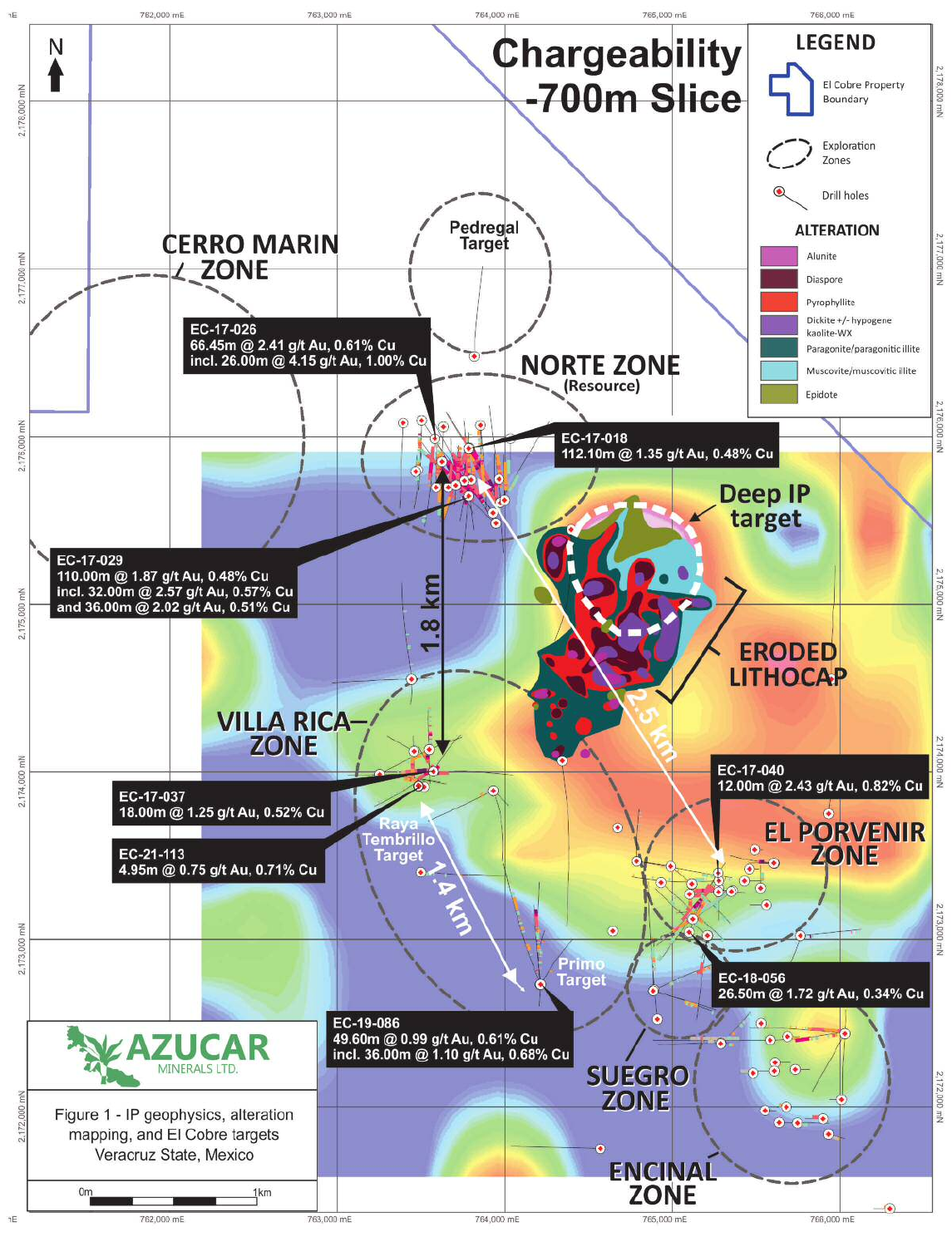Chargeability -700m Slice

N

LEGEND

El Cobre Property Boundary

Exploration Zones

Drill holes

ALTERATION

Alunite

Diaspore

Pyrophyllite

Dickite +/- hypogene kaolite-WX

Paragonite/paragonitic illite

Muscovite/muscovitic illite

Epidote

CERRO MARIN ZONE

Pedregal Target

NORTE ZONE (Resource)

EC-17-026
66.45m @ 2.41 g/t Au, 0.61% Cu
incl. 26.00m @ 4.15 g/t Au, 1.00% Cu

EC-17-018
112.10m @ 1.35 g/t Au, 0.48% Cu

Deep IP target

EC-17-029
110.00m @ 1.87 g/t Au, 0.48% Cu
incl. 32.00m @ 2.57 g/t Au, 0.57% Cu
and 36.00m @ 2.02 g/t Au, 0.51% Cu

1.8 km

2.5 km

ERODED LITHOCAP

VILLA RICA ZONE

EC-17-037
18.00m @ 1.25 g/t Au, 0.52% Cu

EC-21-113
4.95m @ 0.75 g/t Au, 0.71% Cu

Raya Tembrillo Target

1.4 km

EC-17-040
12.00m @ 2.43 g/t Au, 0.82% Cu

EL PORVENIR ZONE

Primo Target

EC-18-056
26.50m @ 1.72 g/t Au, 0.34% Cu

EC-19-086
49.60m @ 0.99 g/t Au, 0.61% Cu
incl. 36.00m @ 1.10 g/t Au, 0.68% Cu

SUEGRO ZONE

ENCINAL ZONE

AZUCAR MINERALS LTD.

Figure 1 - IP geophysics, alteration mapping, and El Cobre targets
Veracruz State, Mexico

0m 1km

762,000 mE
763,000 mE
764,000 mE
765,000 mE
766,000 mE

2,178,000 mN
2,177,000 mN
2,176,000 mN
2,175,000 mN
2,174,000 mN
2,173,000 mN
2,172,000 mN